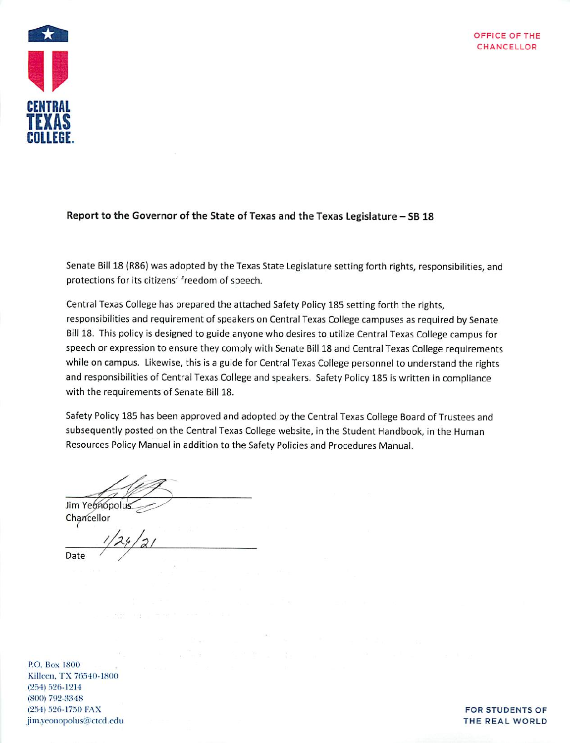CENTRAL TEXAS COLLEGE.

OFFICE OF THE CHANCELLOR

**Report to the Governor of the State of Texas and the Texas Legislature – SB 18**

Senate Bill 18 (R86) was adopted by the Texas State Legislature setting forth rights, responsibilities, and protections for its citizens' freedom of speech.

Central Texas College has prepared the attached Safety Policy 185 setting forth the rights, responsibilities and requirement of speakers on Central Texas College campuses as required by Senate Bill 18. This policy is designed to guide anyone who desires to utilize Central Texas College campus for speech or expression to ensure they comply with Senate Bill 18 and Central Texas College requirements while on campus. Likewise, this is a guide for Central Texas College personnel to understand the rights and responsibilities of Central Texas College and speakers. Safety Policy 185 is written in compliance with the requirements of Senate Bill 18.

Safety Policy 185 has been approved and adopted by the Central Texas College Board of Trustees and subsequently posted on the Central Texas College website, in the Student Handbook, in the Human Resources Policy Manual in addition to the Safety Policies and Procedures Manual.

Jim Yeonopolus
Chancellor

Date: 1/24/21

P.O. Box 1800
Killeen, TX 76540-1800
(254) 526-1214
(800) 792-3348
(254) 526-1750 FAX
jim.yeonopolus@ctcd.edu

FOR STUDENTS OF THE REAL WORLD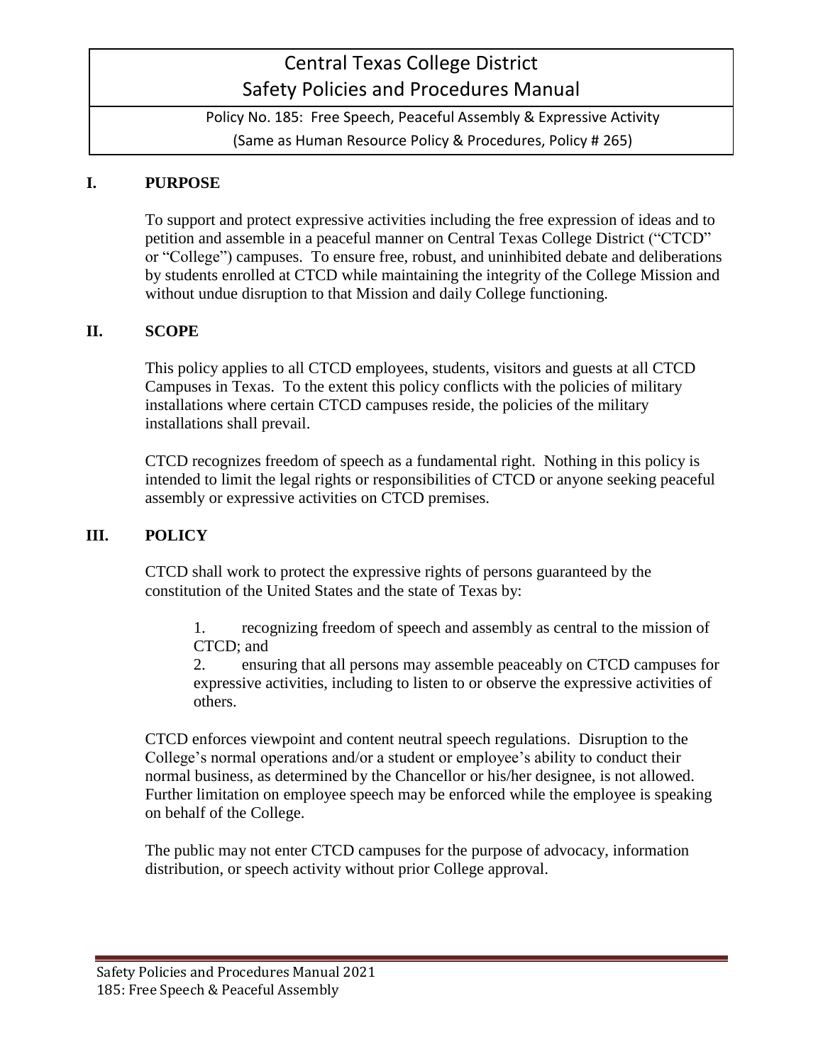# Central Texas College District
# Safety Policies and Procedures Manual

Policy No. 185: Free Speech, Peaceful Assembly & Expressive Activity
(Same as Human Resource Policy & Procedures, Policy # 265)

## I. PURPOSE

To support and protect expressive activities including the free expression of ideas and to petition and assemble in a peaceful manner on Central Texas College District ("CTCD" or "College") campuses. To ensure free, robust, and uninhibited debate and deliberations by students enrolled at CTCD while maintaining the integrity of the College Mission and without undue disruption to that Mission and daily College functioning.

## II. SCOPE

This policy applies to all CTCD employees, students, visitors and guests at all CTCD Campuses in Texas. To the extent this policy conflicts with the policies of military installations where certain CTCD campuses reside, the policies of the military installations shall prevail.

CTCD recognizes freedom of speech as a fundamental right. Nothing in this policy is intended to limit the legal rights or responsibilities of CTCD or anyone seeking peaceful assembly or expressive activities on CTCD premises.

## III. POLICY

CTCD shall work to protect the expressive rights of persons guaranteed by the constitution of the United States and the state of Texas by:

1. recognizing freedom of speech and assembly as central to the mission of CTCD; and
2. ensuring that all persons may assemble peaceably on CTCD campuses for expressive activities, including to listen to or observe the expressive activities of others.

CTCD enforces viewpoint and content neutral speech regulations. Disruption to the College's normal operations and/or a student or employee's ability to conduct their normal business, as determined by the Chancellor or his/her designee, is not allowed. Further limitation on employee speech may be enforced while the employee is speaking on behalf of the College.

The public may not enter CTCD campuses for the purpose of advocacy, information distribution, or speech activity without prior College approval.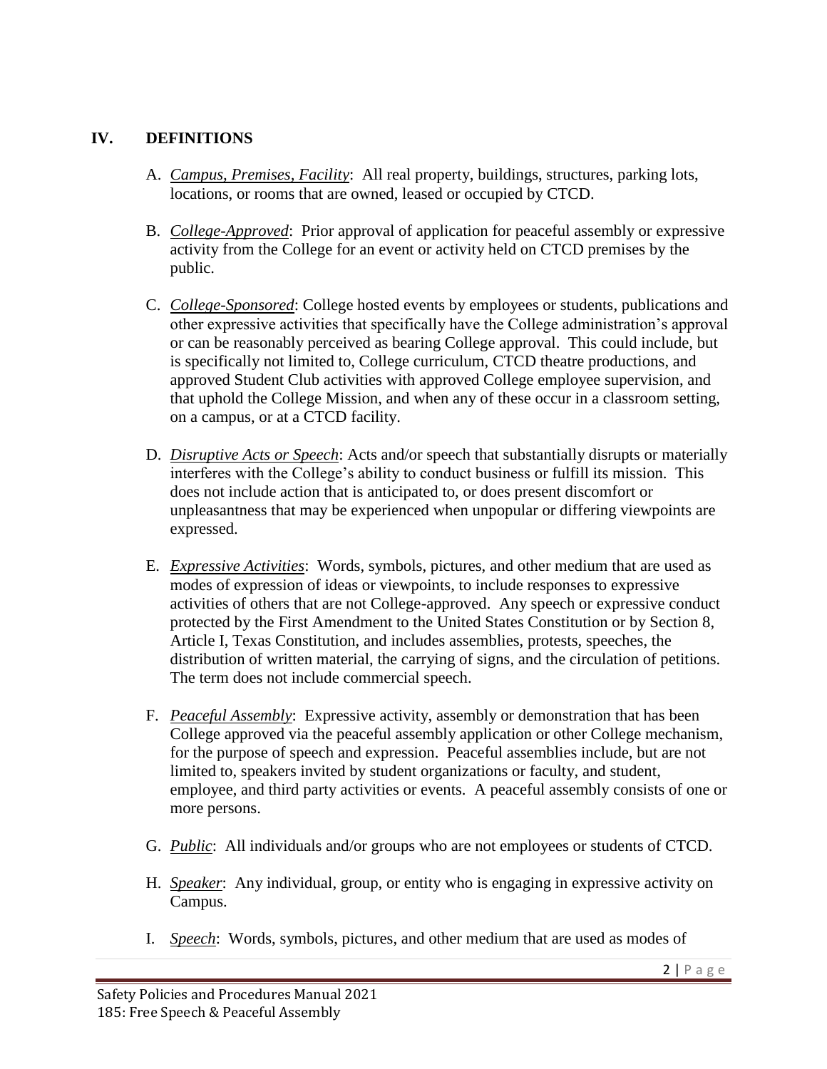## IV. DEFINITIONS

A. *Campus, Premises, Facility*: All real property, buildings, structures, parking lots, locations, or rooms that are owned, leased or occupied by CTCD.

B. *College-Approved*: Prior approval of application for peaceful assembly or expressive activity from the College for an event or activity held on CTCD premises by the public.

C. *College-Sponsored*: College hosted events by employees or students, publications and other expressive activities that specifically have the College administration's approval or can be reasonably perceived as bearing College approval. This could include, but is specifically not limited to, College curriculum, CTCD theatre productions, and approved Student Club activities with approved College employee supervision, and that uphold the College Mission, and when any of these occur in a classroom setting, on a campus, or at a CTCD facility.

D. *Disruptive Acts or Speech*: Acts and/or speech that substantially disrupts or materially interferes with the College's ability to conduct business or fulfill its mission. This does not include action that is anticipated to, or does present discomfort or unpleasantness that may be experienced when unpopular or differing viewpoints are expressed.

E. *Expressive Activities*: Words, symbols, pictures, and other medium that are used as modes of expression of ideas or viewpoints, to include responses to expressive activities of others that are not College-approved. Any speech or expressive conduct protected by the First Amendment to the United States Constitution or by Section 8, Article I, Texas Constitution, and includes assemblies, protests, speeches, the distribution of written material, the carrying of signs, and the circulation of petitions. The term does not include commercial speech.

F. *Peaceful Assembly*: Expressive activity, assembly or demonstration that has been College approved via the peaceful assembly application or other College mechanism, for the purpose of speech and expression. Peaceful assemblies include, but are not limited to, speakers invited by student organizations or faculty, and student, employee, and third party activities or events. A peaceful assembly consists of one or more persons.

G. *Public*: All individuals and/or groups who are not employees or students of CTCD.

H. *Speaker*: Any individual, group, or entity who is engaging in expressive activity on Campus.

I. *Speech*: Words, symbols, pictures, and other medium that are used as modes of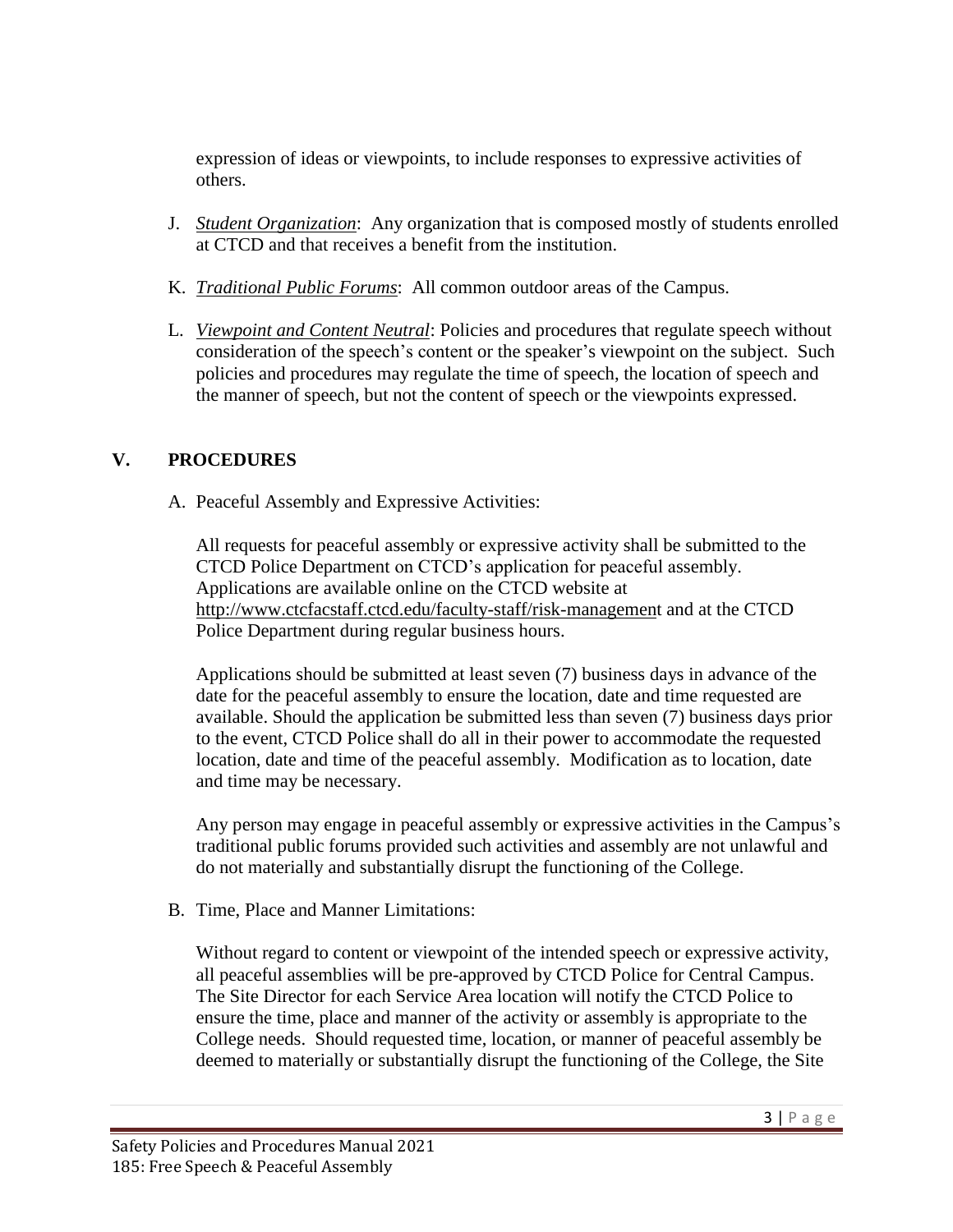expression of ideas or viewpoints, to include responses to expressive activities of others.

J. *Student Organization*: Any organization that is composed mostly of students enrolled at CTCD and that receives a benefit from the institution.

K. *Traditional Public Forums*: All common outdoor areas of the Campus.

L. *Viewpoint and Content Neutral*: Policies and procedures that regulate speech without consideration of the speech's content or the speaker's viewpoint on the subject. Such policies and procedures may regulate the time of speech, the location of speech and the manner of speech, but not the content of speech or the viewpoints expressed.

## V. PROCEDURES

A. Peaceful Assembly and Expressive Activities:

All requests for peaceful assembly or expressive activity shall be submitted to the CTCD Police Department on CTCD's application for peaceful assembly. Applications are available online on the CTCD website at http://www.ctcfacstaff.ctcd.edu/faculty-staff/risk-management and at the CTCD Police Department during regular business hours.

Applications should be submitted at least seven (7) business days in advance of the date for the peaceful assembly to ensure the location, date and time requested are available. Should the application be submitted less than seven (7) business days prior to the event, CTCD Police shall do all in their power to accommodate the requested location, date and time of the peaceful assembly. Modification as to location, date and time may be necessary.

Any person may engage in peaceful assembly or expressive activities in the Campus's traditional public forums provided such activities and assembly are not unlawful and do not materially and substantially disrupt the functioning of the College.

B. Time, Place and Manner Limitations:

Without regard to content or viewpoint of the intended speech or expressive activity, all peaceful assemblies will be pre-approved by CTCD Police for Central Campus. The Site Director for each Service Area location will notify the CTCD Police to ensure the time, place and manner of the activity or assembly is appropriate to the College needs. Should requested time, location, or manner of peaceful assembly be deemed to materially or substantially disrupt the functioning of the College, the Site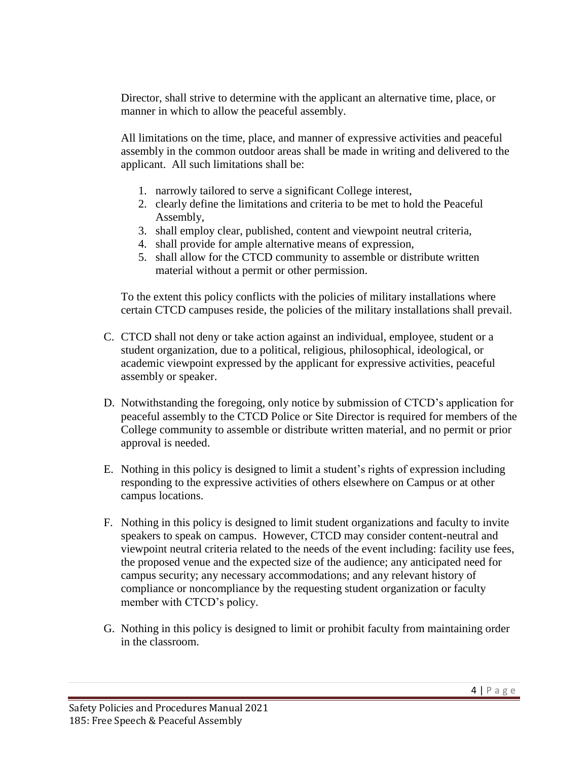Director, shall strive to determine with the applicant an alternative time, place, or manner in which to allow the peaceful assembly.

All limitations on the time, place, and manner of expressive activities and peaceful assembly in the common outdoor areas shall be made in writing and delivered to the applicant. All such limitations shall be:

1. narrowly tailored to serve a significant College interest,
2. clearly define the limitations and criteria to be met to hold the Peaceful Assembly,
3. shall employ clear, published, content and viewpoint neutral criteria,
4. shall provide for ample alternative means of expression,
5. shall allow for the CTCD community to assemble or distribute written material without a permit or other permission.

To the extent this policy conflicts with the policies of military installations where certain CTCD campuses reside, the policies of the military installations shall prevail.

C. CTCD shall not deny or take action against an individual, employee, student or a student organization, due to a political, religious, philosophical, ideological, or academic viewpoint expressed by the applicant for expressive activities, peaceful assembly or speaker.

D. Notwithstanding the foregoing, only notice by submission of CTCD's application for peaceful assembly to the CTCD Police or Site Director is required for members of the College community to assemble or distribute written material, and no permit or prior approval is needed.

E. Nothing in this policy is designed to limit a student's rights of expression including responding to the expressive activities of others elsewhere on Campus or at other campus locations.

F. Nothing in this policy is designed to limit student organizations and faculty to invite speakers to speak on campus. However, CTCD may consider content-neutral and viewpoint neutral criteria related to the needs of the event including: facility use fees, the proposed venue and the expected size of the audience; any anticipated need for campus security; any necessary accommodations; and any relevant history of compliance or noncompliance by the requesting student organization or faculty member with CTCD's policy.

G. Nothing in this policy is designed to limit or prohibit faculty from maintaining order in the classroom.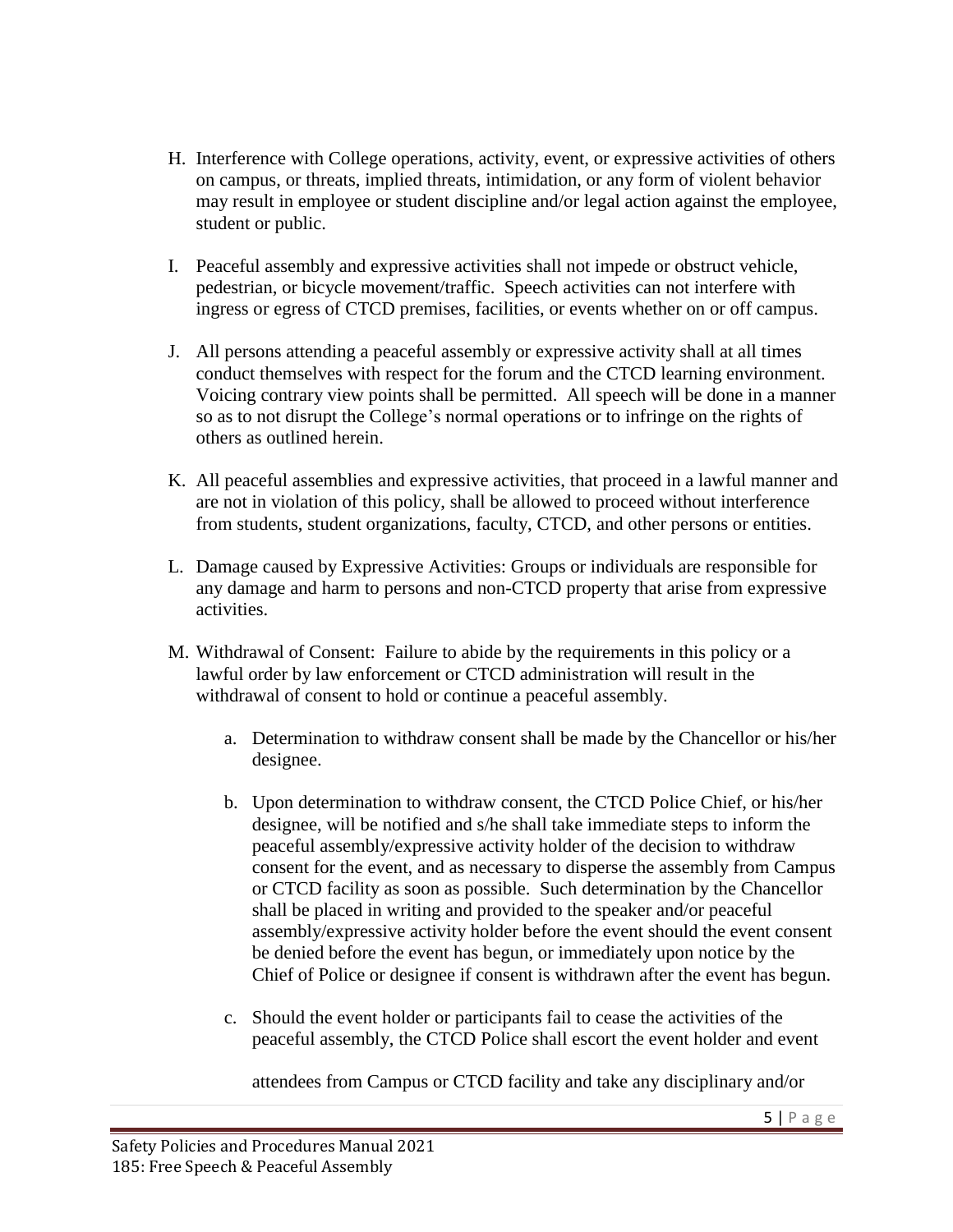H. Interference with College operations, activity, event, or expressive activities of others on campus, or threats, implied threats, intimidation, or any form of violent behavior may result in employee or student discipline and/or legal action against the employee, student or public.

I. Peaceful assembly and expressive activities shall not impede or obstruct vehicle, pedestrian, or bicycle movement/traffic. Speech activities can not interfere with ingress or egress of CTCD premises, facilities, or events whether on or off campus.

J. All persons attending a peaceful assembly or expressive activity shall at all times conduct themselves with respect for the forum and the CTCD learning environment. Voicing contrary view points shall be permitted. All speech will be done in a manner so as to not disrupt the College's normal operations or to infringe on the rights of others as outlined herein.

K. All peaceful assemblies and expressive activities, that proceed in a lawful manner and are not in violation of this policy, shall be allowed to proceed without interference from students, student organizations, faculty, CTCD, and other persons or entities.

L. Damage caused by Expressive Activities: Groups or individuals are responsible for any damage and harm to persons and non-CTCD property that arise from expressive activities.

M. Withdrawal of Consent: Failure to abide by the requirements in this policy or a lawful order by law enforcement or CTCD administration will result in the withdrawal of consent to hold or continue a peaceful assembly.

   a. Determination to withdraw consent shall be made by the Chancellor or his/her designee.

   b. Upon determination to withdraw consent, the CTCD Police Chief, or his/her designee, will be notified and s/he shall take immediate steps to inform the peaceful assembly/expressive activity holder of the decision to withdraw consent for the event, and as necessary to disperse the assembly from Campus or CTCD facility as soon as possible. Such determination by the Chancellor shall be placed in writing and provided to the speaker and/or peaceful assembly/expressive activity holder before the event should the event consent be denied before the event has begun, or immediately upon notice by the Chief of Police or designee if consent is withdrawn after the event has begun.

   c. Should the event holder or participants fail to cease the activities of the peaceful assembly, the CTCD Police shall escort the event holder and event attendees from Campus or CTCD facility and take any disciplinary and/or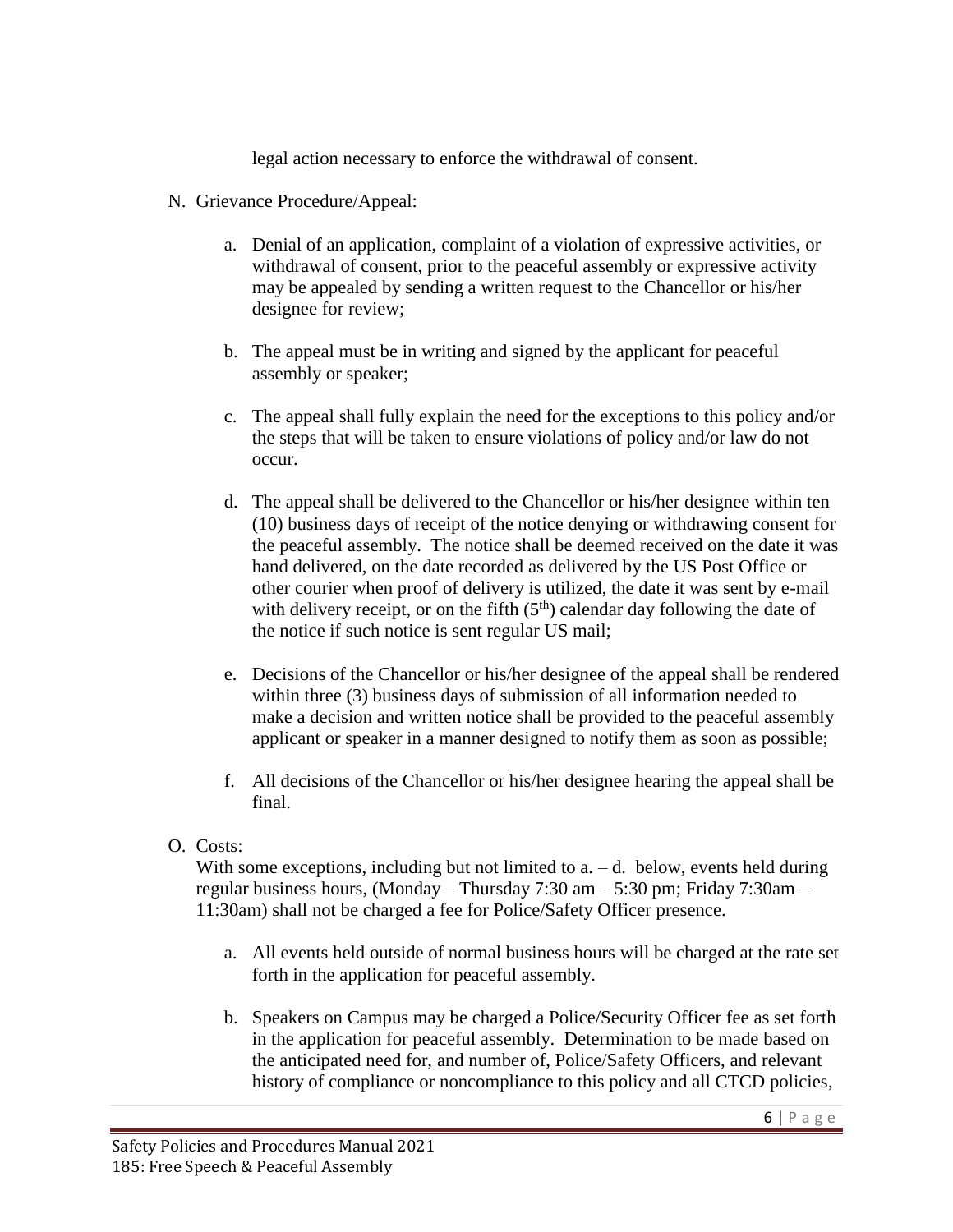legal action necessary to enforce the withdrawal of consent.

N. Grievance Procedure/Appeal:

   a. Denial of an application, complaint of a violation of expressive activities, or withdrawal of consent, prior to the peaceful assembly or expressive activity may be appealed by sending a written request to the Chancellor or his/her designee for review;

   b. The appeal must be in writing and signed by the applicant for peaceful assembly or speaker;

   c. The appeal shall fully explain the need for the exceptions to this policy and/or the steps that will be taken to ensure violations of policy and/or law do not occur.

   d. The appeal shall be delivered to the Chancellor or his/her designee within ten (10) business days of receipt of the notice denying or withdrawing consent for the peaceful assembly. The notice shall be deemed received on the date it was hand delivered, on the date recorded as delivered by the US Post Office or other courier when proof of delivery is utilized, the date it was sent by e-mail with delivery receipt, or on the fifth (5th) calendar day following the date of the notice if such notice is sent regular US mail;

   e. Decisions of the Chancellor or his/her designee of the appeal shall be rendered within three (3) business days of submission of all information needed to make a decision and written notice shall be provided to the peaceful assembly applicant or speaker in a manner designed to notify them as soon as possible;

   f. All decisions of the Chancellor or his/her designee hearing the appeal shall be final.

O. Costs:
   With some exceptions, including but not limited to a. – d. below, events held during regular business hours, (Monday – Thursday 7:30 am – 5:30 pm; Friday 7:30am – 11:30am) shall not be charged a fee for Police/Safety Officer presence.

   a. All events held outside of normal business hours will be charged at the rate set forth in the application for peaceful assembly.

   b. Speakers on Campus may be charged a Police/Security Officer fee as set forth in the application for peaceful assembly. Determination to be made based on the anticipated need for, and number of, Police/Safety Officers, and relevant history of compliance or noncompliance to this policy and all CTCD policies,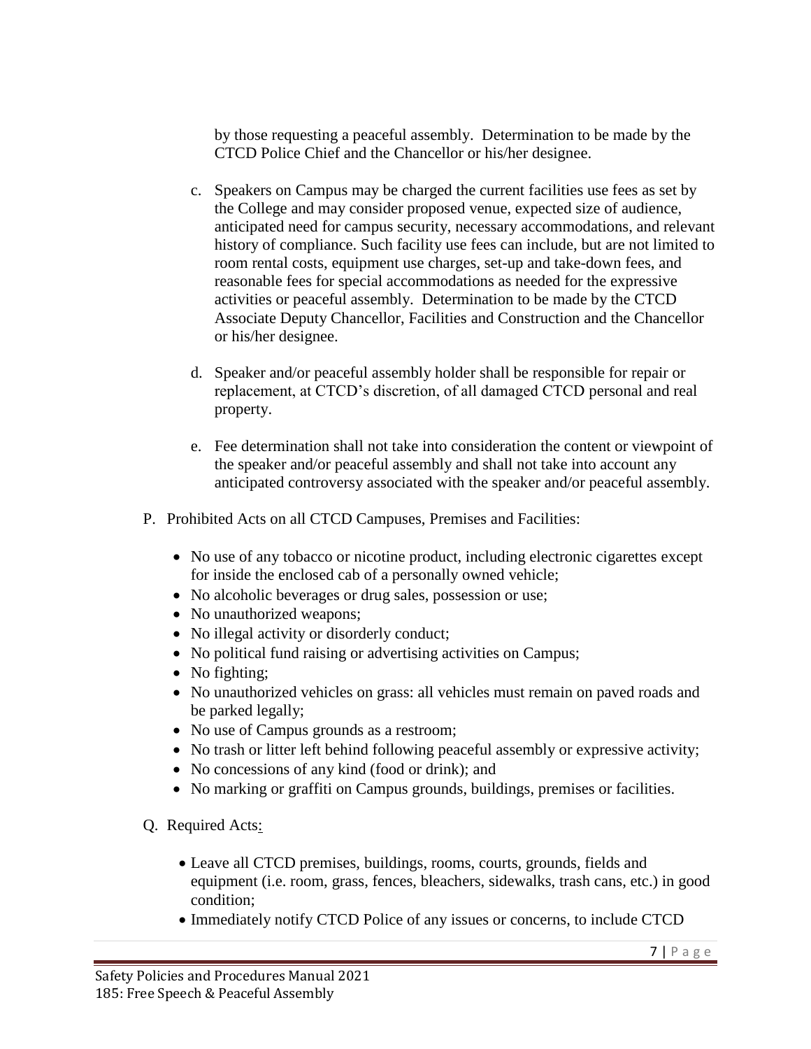by those requesting a peaceful assembly. Determination to be made by the CTCD Police Chief and the Chancellor or his/her designee.

c. Speakers on Campus may be charged the current facilities use fees as set by the College and may consider proposed venue, expected size of audience, anticipated need for campus security, necessary accommodations, and relevant history of compliance. Such facility use fees can include, but are not limited to room rental costs, equipment use charges, set-up and take-down fees, and reasonable fees for special accommodations as needed for the expressive activities or peaceful assembly. Determination to be made by the CTCD Associate Deputy Chancellor, Facilities and Construction and the Chancellor or his/her designee.

d. Speaker and/or peaceful assembly holder shall be responsible for repair or replacement, at CTCD's discretion, of all damaged CTCD personal and real property.

e. Fee determination shall not take into consideration the content or viewpoint of the speaker and/or peaceful assembly and shall not take into account any anticipated controversy associated with the speaker and/or peaceful assembly.

P. Prohibited Acts on all CTCD Campuses, Premises and Facilities:

- No use of any tobacco or nicotine product, including electronic cigarettes except for inside the enclosed cab of a personally owned vehicle;
- No alcoholic beverages or drug sales, possession or use;
- No unauthorized weapons;
- No illegal activity or disorderly conduct;
- No political fund raising or advertising activities on Campus;
- No fighting;
- No unauthorized vehicles on grass: all vehicles must remain on paved roads and be parked legally;
- No use of Campus grounds as a restroom;
- No trash or litter left behind following peaceful assembly or expressive activity;
- No concessions of any kind (food or drink); and
- No marking or graffiti on Campus grounds, buildings, premises or facilities.

Q. Required Acts:

- Leave all CTCD premises, buildings, rooms, courts, grounds, fields and equipment (i.e. room, grass, fences, bleachers, sidewalks, trash cans, etc.) in good condition;
- Immediately notify CTCD Police of any issues or concerns, to include CTCD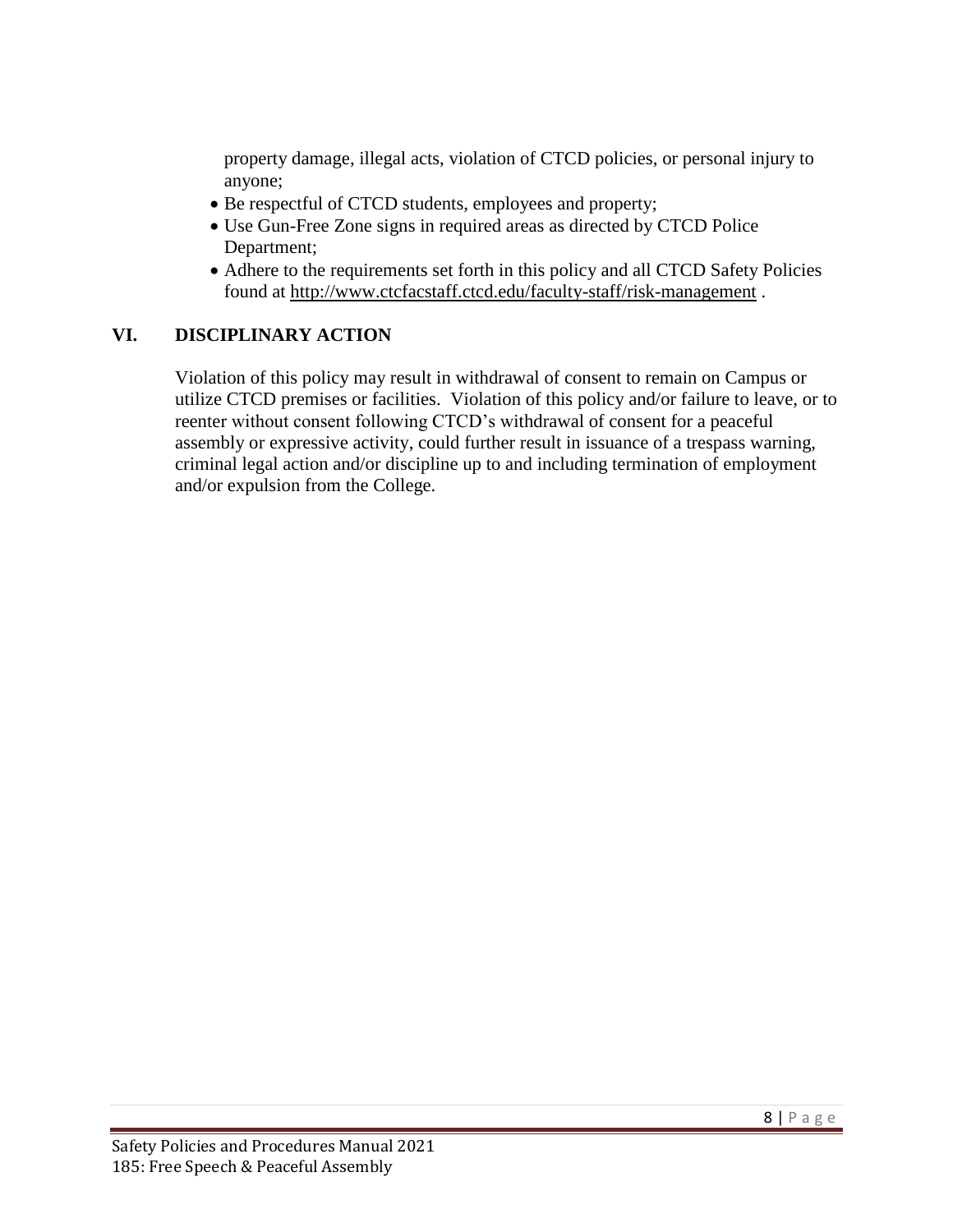property damage, illegal acts, violation of CTCD policies, or personal injury to anyone;

- Be respectful of CTCD students, employees and property;
- Use Gun-Free Zone signs in required areas as directed by CTCD Police Department;
- Adhere to the requirements set forth in this policy and all CTCD Safety Policies found at http://www.ctcfacstaff.ctcd.edu/faculty-staff/risk-management .

## VI. DISCIPLINARY ACTION

Violation of this policy may result in withdrawal of consent to remain on Campus or utilize CTCD premises or facilities. Violation of this policy and/or failure to leave, or to reenter without consent following CTCD's withdrawal of consent for a peaceful assembly or expressive activity, could further result in issuance of a trespass warning, criminal legal action and/or discipline up to and including termination of employment and/or expulsion from the College.